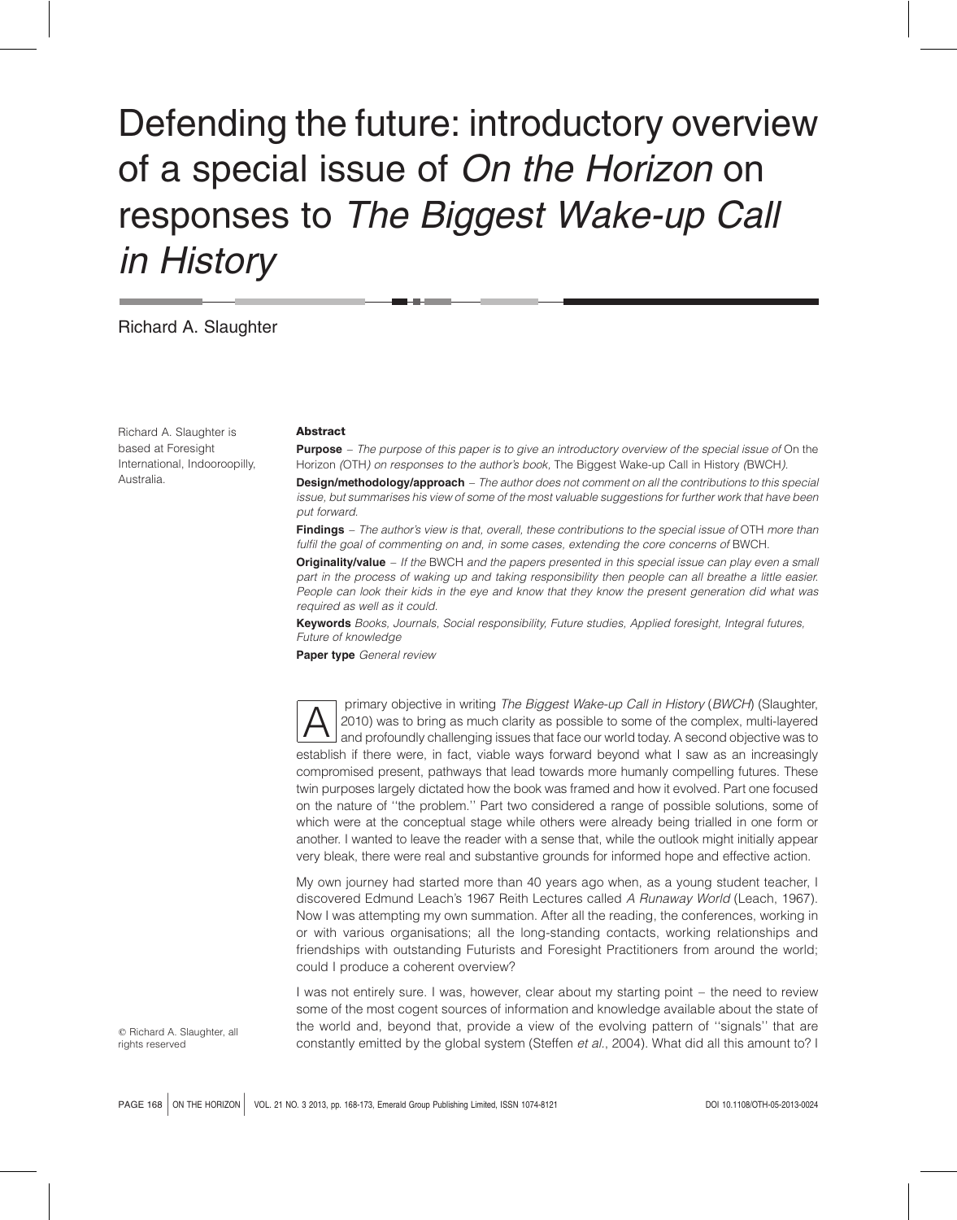# Defending the future: introductory overview of a special issue of *On the Horizon* on responses to *The Biggest Wake-up Call in History*

Richard A. Slaughter

Richard A. Slaughter is based at Foresight International, Indooroopilly, Australia.

**Abstract**

**Purpose** – *The purpose of this paper is to give an introductory overview of the special issue of* On the Horizon *(*OTH*) on responses to the author's book,* The Biggest Wake-up Call in History *(*BWCH*).*

**Design/methodology/approach** – *The author does not comment on all the contributions to this special issue, but summarises his view of some of the most valuable suggestions for further work that have been put forward.*

**Findings** – *The author's view is that, overall, these contributions to the special issue of* OTH *more than fulfil the goal of commenting on and, in some cases, extending the core concerns of* BWCH.

**Originality/value** – *If the* BWCH *and the papers presented in this special issue can play even a small part in the process of waking up and taking responsibility then people can all breathe a little easier. People can look their kids in the eye and know that they know the present generation did what was required as well as it could.*

**Keywords** *Books, Journals, Social responsibility, Future studies, Applied foresight, Integral futures, Future of knowledge*

**Paper type** *General review*

A primary objective in writing *The Biggest Wake-up Call in History* (*BWCH*) (Slaughter, 2010) was to bring as much clarity as possible to some of the complex, multi-layered and profoundly challenging issues that face our world today. A second objective was to establish if there were, in fact, viable ways forward beyond what I saw as an increasingly compromised present, pathways that lead towards more humanly compelling futures. These twin purposes largely dictated how the book was framed and how it evolved. Part one focused on the nature of ''the problem.'' Part two considered a range of possible solutions, some of which were at the conceptual stage while others were already being trialled in one form or another. I wanted to leave the reader with a sense that, while the outlook might initially appear very bleak, there were real and substantive grounds for informed hope and effective action.

My own journey had started more than 40 years ago when, as a young student teacher, I discovered Edmund Leach's 1967 Reith Lectures called *A Runaway World* (Leach, 1967). Now I was attempting my own summation. After all the reading, the conferences, working in or with various organisations; all the long-standing contacts, working relationships and friendships with outstanding Futurists and Foresight Practitioners from around the world; could I produce a coherent overview?

I was not entirely sure. I was, however, clear about my starting point – the need to review some of the most cogent sources of information and knowledge available about the state of the world and, beyond that, provide a view of the evolving pattern of ''signals'' that are constantly emitted by the global system (Steffen *et al.*, 2004). What did all this amount to? I

© Richard A. Slaughter, all rights reserved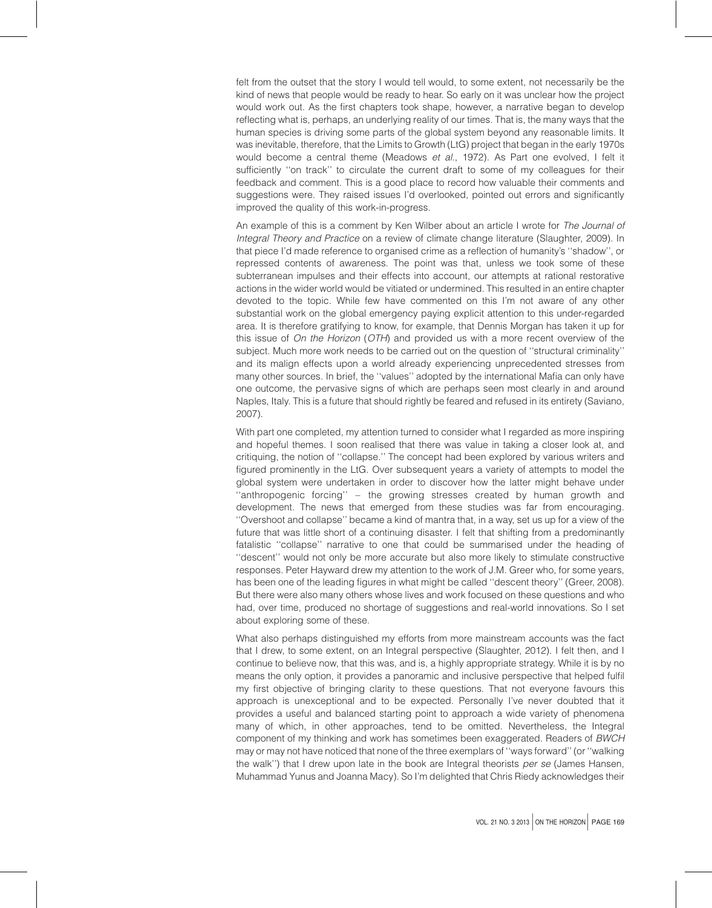felt from the outset that the story I would tell would, to some extent, not necessarily be the kind of news that people would be ready to hear. So early on it was unclear how the project would work out. As the first chapters took shape, however, a narrative began to develop reflecting what is, perhaps, an underlying reality of our times. That is, the many ways that the human species is driving some parts of the global system beyond any reasonable limits. It was inevitable, therefore, that the Limits to Growth (LtG) project that began in the early 1970s would become a central theme (Meadows *et al.*, 1972). As Part one evolved, I felt it sufficiently ''on track'' to circulate the current draft to some of my colleagues for their feedback and comment. This is a good place to record how valuable their comments and suggestions were. They raised issues I'd overlooked, pointed out errors and significantly improved the quality of this work-in-progress.

An example of this is a comment by Ken Wilber about an article I wrote for *The Journal of Integral Theory and Practice* on a review of climate change literature (Slaughter, 2009). In that piece I'd made reference to organised crime as a reflection of humanity's ''shadow'', or repressed contents of awareness. The point was that, unless we took some of these subterranean impulses and their effects into account, our attempts at rational restorative actions in the wider world would be vitiated or undermined. This resulted in an entire chapter devoted to the topic. While few have commented on this I'm not aware of any other substantial work on the global emergency paying explicit attention to this under-regarded area. It is therefore gratifying to know, for example, that Dennis Morgan has taken it up for this issue of *On the Horizon* (*OTH*) and provided us with a more recent overview of the subject. Much more work needs to be carried out on the question of ''structural criminality'' and its malign effects upon a world already experiencing unprecedented stresses from many other sources. In brief, the ''values'' adopted by the international Mafia can only have one outcome, the pervasive signs of which are perhaps seen most clearly in and around Naples, Italy. This is a future that should rightly be feared and refused in its entirety (Saviano, 2007).

With part one completed, my attention turned to consider what I regarded as more inspiring and hopeful themes. I soon realised that there was value in taking a closer look at, and critiquing, the notion of ''collapse.'' The concept had been explored by various writers and figured prominently in the LtG. Over subsequent years a variety of attempts to model the global system were undertaken in order to discover how the latter might behave under ''anthropogenic forcing'' – the growing stresses created by human growth and development. The news that emerged from these studies was far from encouraging. ''Overshoot and collapse'' became a kind of mantra that, in a way, set us up for a view of the future that was little short of a continuing disaster. I felt that shifting from a predominantly fatalistic ''collapse'' narrative to one that could be summarised under the heading of ''descent'' would not only be more accurate but also more likely to stimulate constructive responses. Peter Hayward drew my attention to the work of J.M. Greer who, for some years, has been one of the leading figures in what might be called ''descent theory'' (Greer, 2008). But there were also many others whose lives and work focused on these questions and who had, over time, produced no shortage of suggestions and real-world innovations. So I set about exploring some of these.

What also perhaps distinguished my efforts from more mainstream accounts was the fact that I drew, to some extent, on an Integral perspective (Slaughter, 2012). I felt then, and I continue to believe now, that this was, and is, a highly appropriate strategy. While it is by no means the only option, it provides a panoramic and inclusive perspective that helped fulfil my first objective of bringing clarity to these questions. That not everyone favours this approach is unexceptional and to be expected. Personally I've never doubted that it provides a useful and balanced starting point to approach a wide variety of phenomena many of which, in other approaches, tend to be omitted. Nevertheless, the Integral component of my thinking and work has sometimes been exaggerated. Readers of *BWCH* may or may not have noticed that none of the three exemplars of ''ways forward'' (or ''walking the walk'') that I drew upon late in the book are Integral theorists *per se* (James Hansen, Muhammad Yunus and Joanna Macy). So I'm delighted that Chris Riedy acknowledges their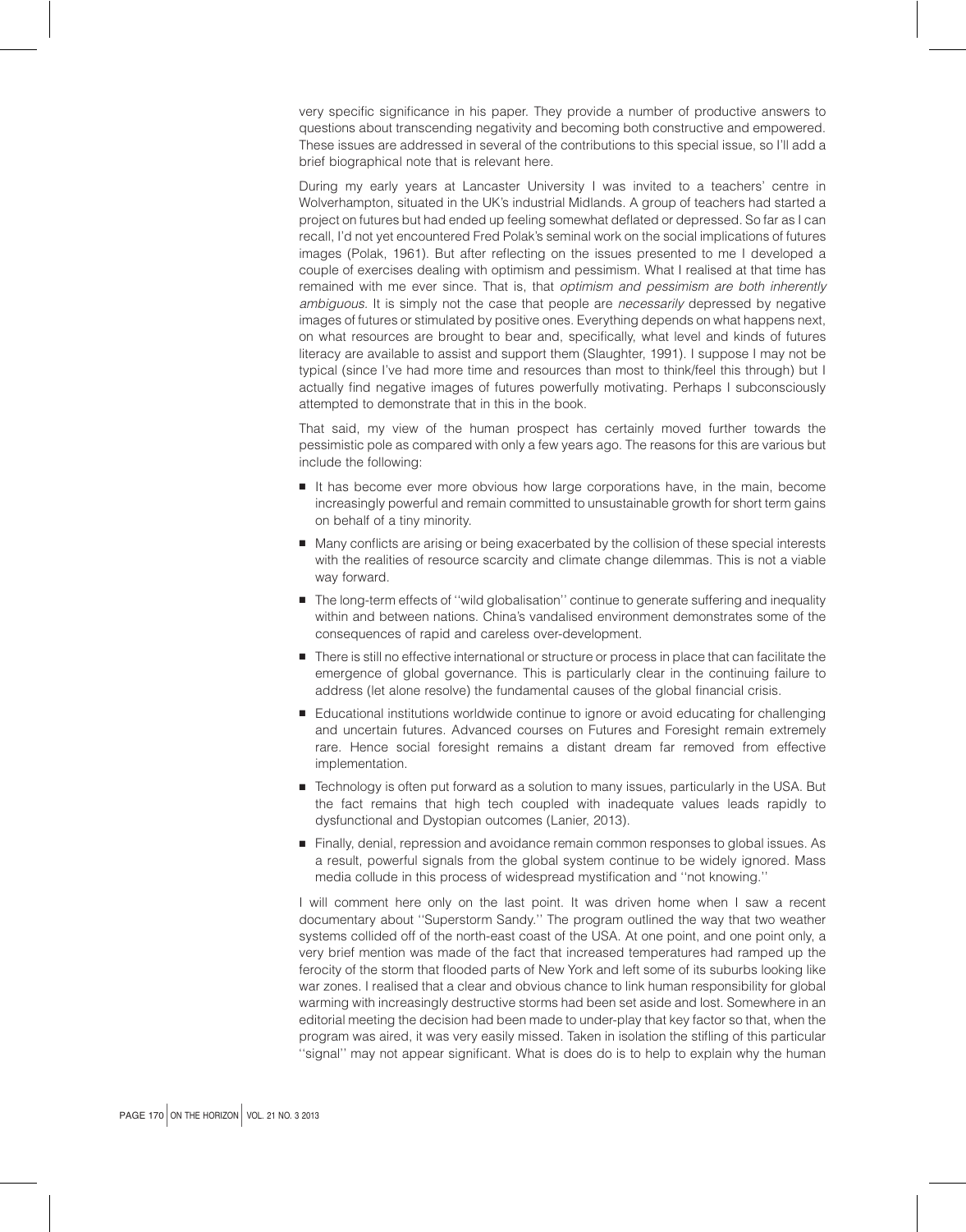very specific significance in his paper. They provide a number of productive answers to questions about transcending negativity and becoming both constructive and empowered. These issues are addressed in several of the contributions to this special issue, so I'll add a brief biographical note that is relevant here.

During my early years at Lancaster University I was invited to a teachers' centre in Wolverhampton, situated in the UK's industrial Midlands. A group of teachers had started a project on futures but had ended up feeling somewhat deflated or depressed. So far as I can recall, I'd not yet encountered Fred Polak's seminal work on the social implications of futures images (Polak, 1961). But after reflecting on the issues presented to me I developed a couple of exercises dealing with optimism and pessimism. What I realised at that time has remained with me ever since. That is, that *optimism and pessimism are both inherently ambiguous*. It is simply not the case that people are *necessarily* depressed by negative images of futures or stimulated by positive ones. Everything depends on what happens next, on what resources are brought to bear and, specifically, what level and kinds of futures literacy are available to assist and support them (Slaughter, 1991). I suppose I may not be typical (since I've had more time and resources than most to think/feel this through) but I actually find negative images of futures powerfully motivating. Perhaps I subconsciously attempted to demonstrate that in this in the book.

That said, my view of the human prospect has certainly moved further towards the pessimistic pole as compared with only a few years ago. The reasons for this are various but include the following:

- It has become ever more obvious how large corporations have, in the main, become increasingly powerful and remain committed to unsustainable growth for short term gains on behalf of a tiny minority.
- Many conflicts are arising or being exacerbated by the collision of these special interests with the realities of resource scarcity and climate change dilemmas. This is not a viable way forward.
- The long-term effects of ''wild globalisation'' continue to generate suffering and inequality within and between nations. China's vandalised environment demonstrates some of the consequences of rapid and careless over-development.
- There is still no effective international or structure or process in place that can facilitate the emergence of global governance. This is particularly clear in the continuing failure to address (let alone resolve) the fundamental causes of the global financial crisis.
- Educational institutions worldwide continue to ignore or avoid educating for challenging and uncertain futures. Advanced courses on Futures and Foresight remain extremely rare. Hence social foresight remains a distant dream far removed from effective implementation.
- Technology is often put forward as a solution to many issues, particularly in the USA. But the fact remains that high tech coupled with inadequate values leads rapidly to dysfunctional and Dystopian outcomes (Lanier, 2013).
- Finally, denial, repression and avoidance remain common responses to global issues. As a result, powerful signals from the global system continue to be widely ignored. Mass media collude in this process of widespread mystification and ''not knowing.''

I will comment here only on the last point. It was driven home when I saw a recent documentary about ''Superstorm Sandy.'' The program outlined the way that two weather systems collided off of the north-east coast of the USA. At one point, and one point only, a very brief mention was made of the fact that increased temperatures had ramped up the ferocity of the storm that flooded parts of New York and left some of its suburbs looking like war zones. I realised that a clear and obvious chance to link human responsibility for global warming with increasingly destructive storms had been set aside and lost. Somewhere in an editorial meeting the decision had been made to under-play that key factor so that, when the program was aired, it was very easily missed. Taken in isolation the stifling of this particular ''signal'' may not appear significant. What is does do is to help to explain why the human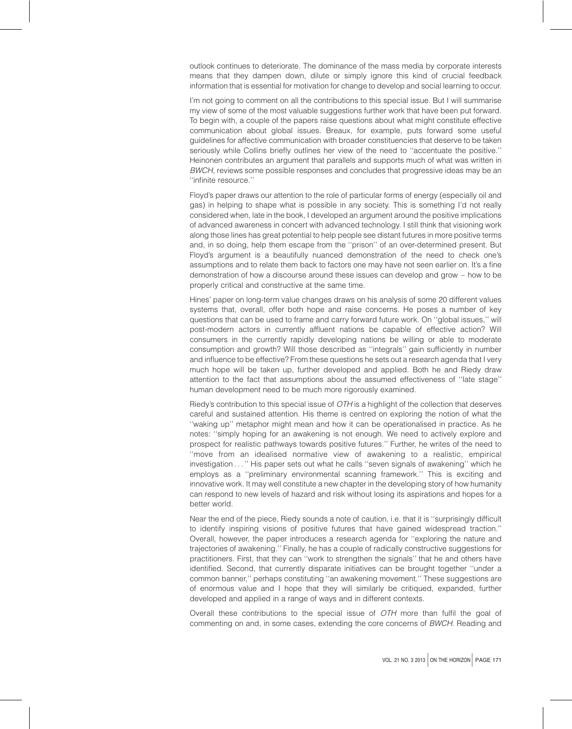outlook continues to deteriorate. The dominance of the mass media by corporate interests means that they dampen down, dilute or simply ignore this kind of crucial feedback information that is essential for motivation for change to develop and social learning to occur.

I'm not going to comment on all the contributions to this special issue. But I will summarise my view of some of the most valuable suggestions further work that have been put forward. To begin with, a couple of the papers raise questions about what might constitute effective communication about global issues. Breaux, for example, puts forward some useful guidelines for affective communication with broader constituencies that deserve to be taken seriously while Collins briefly outlines her view of the need to ''accentuate the positive.'' Heinonen contributes an argument that parallels and supports much of what was written in *BWCH*, reviews some possible responses and concludes that progressive ideas may be an ''infinite resource.''

Floyd's paper draws our attention to the role of particular forms of energy (especially oil and gas) in helping to shape what is possible in any society. This is something I'd not really considered when, late in the book, I developed an argument around the positive implications of advanced awareness in concert with advanced technology. I still think that visioning work along those lines has great potential to help people see distant futures in more positive terms and, in so doing, help them escape from the ''prison'' of an over-determined present. But Floyd's argument is a beautifully nuanced demonstration of the need to check one's assumptions and to relate them back to factors one may have not seen earlier on. It's a fine demonstration of how a discourse around these issues can develop and grow – how to be properly critical and constructive at the same time.

Hines' paper on long-term value changes draws on his analysis of some 20 different values systems that, overall, offer both hope and raise concerns. He poses a number of key questions that can be used to frame and carry forward future work. On ''global issues,'' will post-modern actors in currently affluent nations be capable of effective action? Will consumers in the currently rapidly developing nations be willing or able to moderate consumption and growth? Will those described as ''integrals'' gain sufficiently in number and influence to be effective? From these questions he sets out a research agenda that I very much hope will be taken up, further developed and applied. Both he and Riedy draw attention to the fact that assumptions about the assumed effectiveness of ''late stage'' human development need to be much more rigorously examined.

Riedy's contribution to this special issue of *OTH* is a highlight of the collection that deserves careful and sustained attention. His theme is centred on exploring the notion of what the ''waking up'' metaphor might mean and how it can be operationalised in practice. As he notes: ''simply hoping for an awakening is not enough. We need to actively explore and prospect for realistic pathways towards positive futures.'' Further, he writes of the need to ''move from an idealised normative view of awakening to a realistic, empirical investigation . . . '' His paper sets out what he calls ''seven signals of awakening'' which he employs as a ''preliminary environmental scanning framework.'' This is exciting and innovative work. It may well constitute a new chapter in the developing story of how humanity can respond to new levels of hazard and risk without losing its aspirations and hopes for a better world.

Near the end of the piece, Riedy sounds a note of caution, i.e. that it is ''surprisingly difficult to identify inspiring visions of positive futures that have gained widespread traction.'' Overall, however, the paper introduces a research agenda for ''exploring the nature and trajectories of awakening.'' Finally, he has a couple of radically constructive suggestions for practitioners. First, that they can ''work to strengthen the signals'' that he and others have identified. Second, that currently disparate initiatives can be brought together ''under a common banner,'' perhaps constituting ''an awakening movement.'' These suggestions are of enormous value and I hope that they will similarly be critiqued, expanded, further developed and applied in a range of ways and in different contexts.

Overall these contributions to the special issue of *OTH* more than fulfil the goal of commenting on and, in some cases, extending the core concerns of *BWCH*. Reading and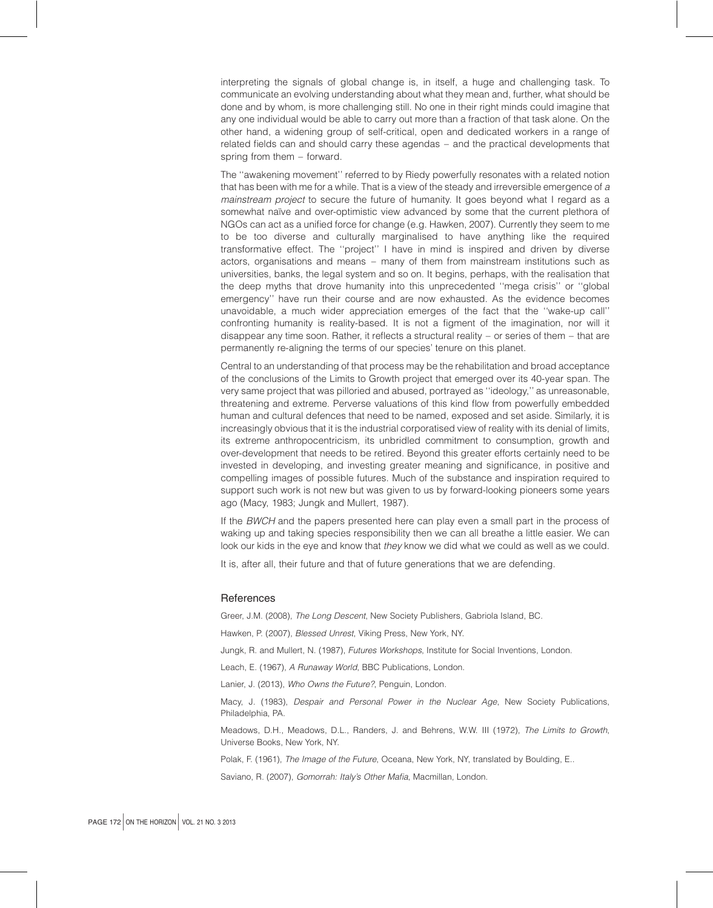interpreting the signals of global change is, in itself, a huge and challenging task. To communicate an evolving understanding about what they mean and, further, what should be done and by whom, is more challenging still. No one in their right minds could imagine that any one individual would be able to carry out more than a fraction of that task alone. On the other hand, a widening group of self-critical, open and dedicated workers in a range of related fields can and should carry these agendas – and the practical developments that spring from them – forward.

The ''awakening movement'' referred to by Riedy powerfully resonates with a related notion that has been with me for a while. That is a view of the steady and irreversible emergence of *a mainstream project* to secure the future of humanity. It goes beyond what I regard as a somewhat naïve and over-optimistic view advanced by some that the current plethora of NGOs can act as a unified force for change (e.g. Hawken, 2007). Currently they seem to me to be too diverse and culturally marginalised to have anything like the required transformative effect. The ''project'' I have in mind is inspired and driven by diverse actors, organisations and means – many of them from mainstream institutions such as universities, banks, the legal system and so on. It begins, perhaps, with the realisation that the deep myths that drove humanity into this unprecedented ''mega crisis'' or ''global emergency'' have run their course and are now exhausted. As the evidence becomes unavoidable, a much wider appreciation emerges of the fact that the ''wake-up call'' confronting humanity is reality-based. It is not a figment of the imagination, nor will it disappear any time soon. Rather, it reflects a structural reality – or series of them – that are permanently re-aligning the terms of our species' tenure on this planet.

Central to an understanding of that process may be the rehabilitation and broad acceptance of the conclusions of the Limits to Growth project that emerged over its 40-year span. The very same project that was pilloried and abused, portrayed as ''ideology,'' as unreasonable, threatening and extreme. Perverse valuations of this kind flow from powerfully embedded human and cultural defences that need to be named, exposed and set aside. Similarly, it is increasingly obvious that it is the industrial corporatised view of reality with its denial of limits, its extreme anthropocentricism, its unbridled commitment to consumption, growth and over-development that needs to be retired. Beyond this greater efforts certainly need to be invested in developing, and investing greater meaning and significance, in positive and compelling images of possible futures. Much of the substance and inspiration required to support such work is not new but was given to us by forward-looking pioneers some years ago (Macy, 1983; Jungk and Mullert, 1987).

If the *BWCH* and the papers presented here can play even a small part in the process of waking up and taking species responsibility then we can all breathe a little easier. We can look our kids in the eye and know that *they* know we did what we could as well as we could.

It is, after all, their future and that of future generations that we are defending.

## References

Greer, J.M. (2008), *The Long Descent*, New Society Publishers, Gabriola Island, BC.

Hawken, P. (2007), *Blessed Unrest*, Viking Press, New York, NY.

Jungk, R. and Mullert, N. (1987), *Futures Workshops*, Institute for Social Inventions, London.

Leach, E. (1967), *A Runaway World*, BBC Publications, London.

Lanier, J. (2013), *Who Owns the Future?*, Penguin, London.

Macy, J. (1983), *Despair and Personal Power in the Nuclear Age*, New Society Publications, Philadelphia, PA.

Meadows, D.H., Meadows, D.L., Randers, J. and Behrens, W.W. III (1972), *The Limits to Growth*, Universe Books, New York, NY.

Polak, F. (1961), *The Image of the Future*, Oceana, New York, NY, translated by Boulding, E..

Saviano, R. (2007), *Gomorrah: Italy's Other Mafia*, Macmillan, London.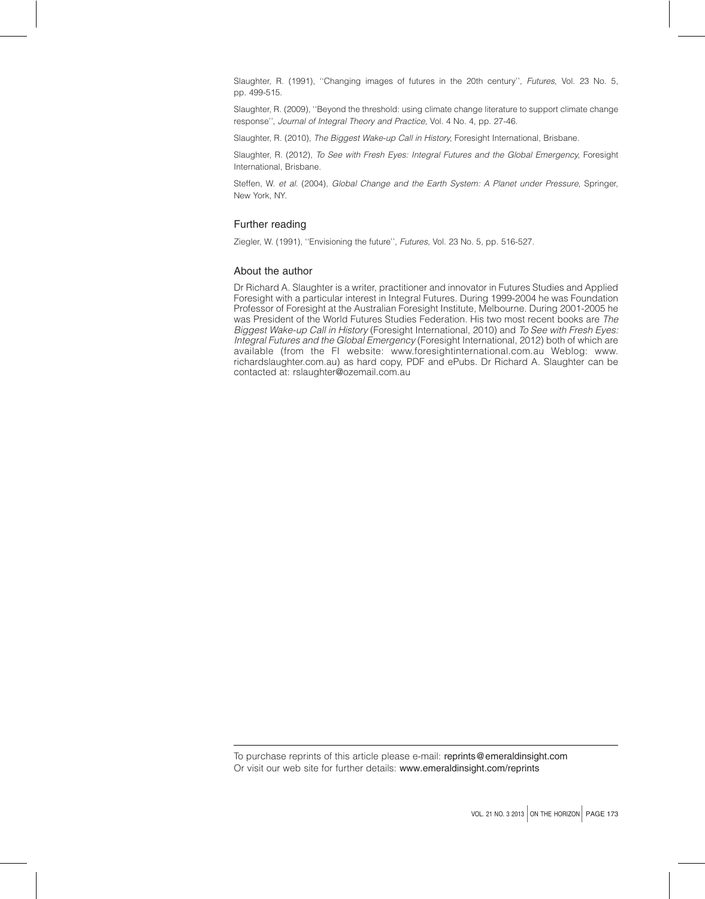Slaughter, R. (1991), ''Changing images of futures in the 20th century'', *Futures*, Vol. 23 No. 5, pp. 499-515.

Slaughter, R. (2009), ''Beyond the threshold: using climate change literature to support climate change response'', *Journal of Integral Theory and Practice*, Vol. 4 No. 4, pp. 27-46.

Slaughter, R. (2010), *The Biggest Wake-up Call in History*, Foresight International, Brisbane.

Slaughter, R. (2012), *To See with Fresh Eyes: Integral Futures and the Global Emergency*, Foresight International, Brisbane.

Steffen, W. *et al.* (2004), *Global Change and the Earth System: A Planet under Pressure*, Springer, New York, NY.

## Further reading

Ziegler, W. (1991), ''Envisioning the future'', *Futures*, Vol. 23 No. 5, pp. 516-527.

## About the author

Dr Richard A. Slaughter is a writer, practitioner and innovator in Futures Studies and Applied Foresight with a particular interest in Integral Futures. During 1999-2004 he was Foundation Professor of Foresight at the Australian Foresight Institute, Melbourne. During 2001-2005 he was President of the World Futures Studies Federation. His two most recent books are *The Biggest Wake-up Call in History* (Foresight International, 2010) and *To See with Fresh Eyes: Integral Futures and the Global Emergency* (Foresight International, 2012) both of which are available (from the FI website: www.foresightinternational.com.au Weblog: www.richardslaughter.com.au) as hard copy, PDF and ePubs. Dr Richard A. Slaughter can be contacted at: rslaughter@ozemail.com.au

To purchase reprints of this article please e-mail: reprints@emeraldinsight.com
Or visit our web site for further details: www.emeraldinsight.com/reprints